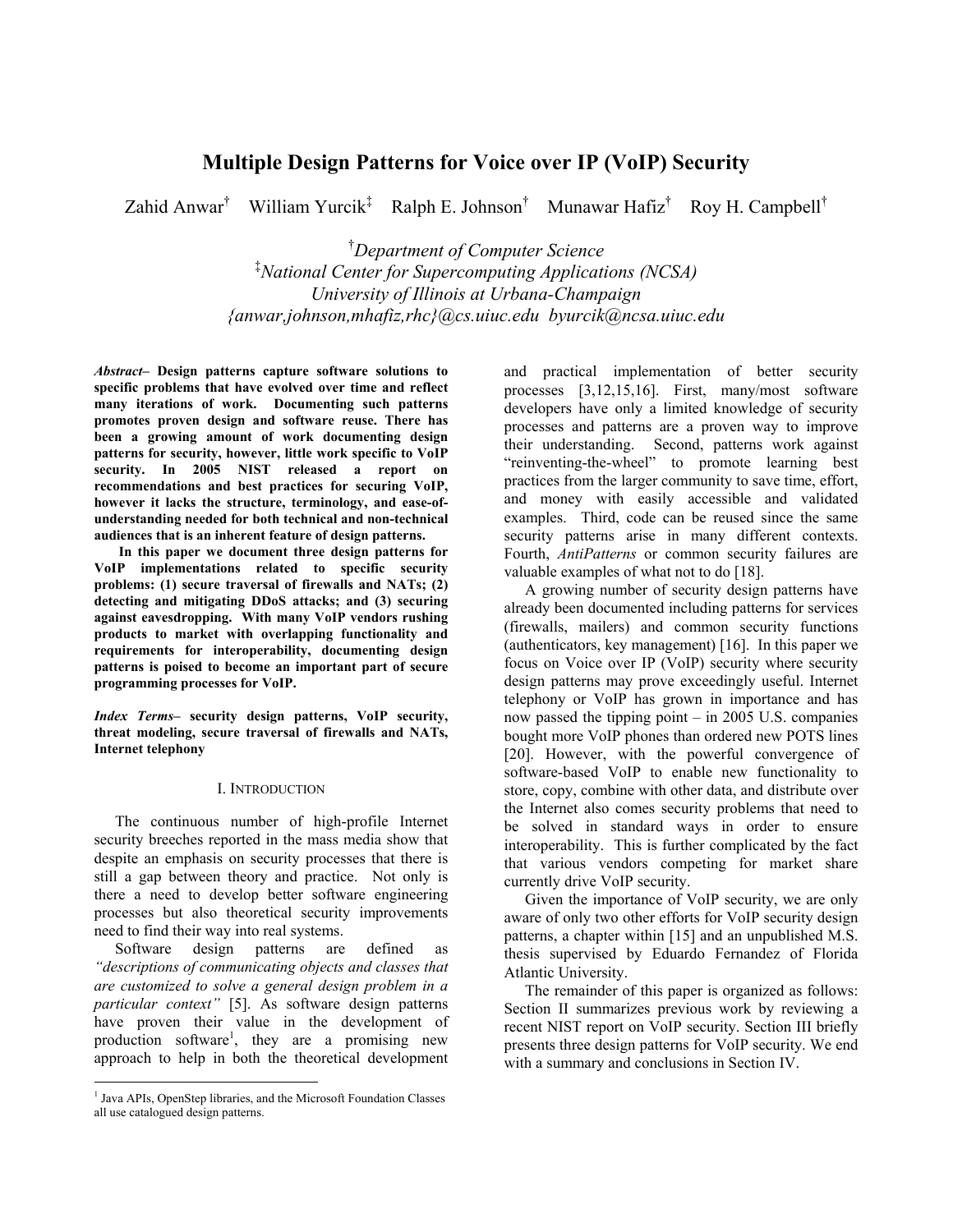# Multiple Design Patterns for Voice over IP (VoIP) Security

Zahid Anwar[†] William Yurcik[‡] Ralph E. Johnson[†] Munawar Hafiz[†] Roy H. Campbell[†]

[†]*Department of Computer Science*
[‡]*National Center for Supercomputing Applications (NCSA)*
*University of Illinois at Urbana-Champaign*
*{anwar,johnson,mhafiz,rhc}@cs.uiuc.edu byurcik@ncsa.uiuc.edu*

***Abstract*– Design patterns capture software solutions to specific problems that have evolved over time and reflect many iterations of work. Documenting such patterns promotes proven design and software reuse. There has been a growing amount of work documenting design patterns for security, however, little work specific to VoIP security. In 2005 NIST released a report on recommendations and best practices for securing VoIP, however it lacks the structure, terminology, and ease-of-understanding needed for both technical and non-technical audiences that is an inherent feature of design patterns.**

**In this paper we document three design patterns for VoIP implementations related to specific security problems: (1) secure traversal of firewalls and NATs; (2) detecting and mitigating DDoS attacks; and (3) securing against eavesdropping. With many VoIP vendors rushing products to market with overlapping functionality and requirements for interoperability, documenting design patterns is poised to become an important part of secure programming processes for VoIP.**

***Index Terms*– security design patterns, VoIP security, threat modeling, secure traversal of firewalls and NATs, Internet telephony**

## I. Introduction

The continuous number of high-profile Internet security breeches reported in the mass media show that despite an emphasis on security processes that there is still a gap between theory and practice. Not only is there a need to develop better software engineering processes but also theoretical security improvements need to find their way into real systems.

Software design patterns are defined as *"descriptions of communicating objects and classes that are customized to solve a general design problem in a particular context"* [5]. As software design patterns have proven their value in the development of production software[1], they are a promising new approach to help in both the theoretical development and practical implementation of better security processes [3,12,15,16]. First, many/most software developers have only a limited knowledge of security processes and patterns are a proven way to improve their understanding. Second, patterns work against "reinventing-the-wheel" to promote learning best practices from the larger community to save time, effort, and money with easily accessible and validated examples. Third, code can be reused since the same security patterns arise in many different contexts. Fourth, *AntiPatterns* or common security failures are valuable examples of what not to do [18].

A growing number of security design patterns have already been documented including patterns for services (firewalls, mailers) and common security functions (authenticators, key management) [16]. In this paper we focus on Voice over IP (VoIP) security where security design patterns may prove exceedingly useful. Internet telephony or VoIP has grown in importance and has now passed the tipping point – in 2005 U.S. companies bought more VoIP phones than ordered new POTS lines [20]. However, with the powerful convergence of software-based VoIP to enable new functionality to store, copy, combine with other data, and distribute over the Internet also comes security problems that need to be solved in standard ways in order to ensure interoperability. This is further complicated by the fact that various vendors competing for market share currently drive VoIP security.

Given the importance of VoIP security, we are only aware of only two other efforts for VoIP security design patterns, a chapter within [15] and an unpublished M.S. thesis supervised by Eduardo Fernandez of Florida Atlantic University.

The remainder of this paper is organized as follows: Section II summarizes previous work by reviewing a recent NIST report on VoIP security. Section III briefly presents three design patterns for VoIP security. We end with a summary and conclusions in Section IV.

---

[1] Java APIs, OpenStep libraries, and the Microsoft Foundation Classes all use catalogued design patterns.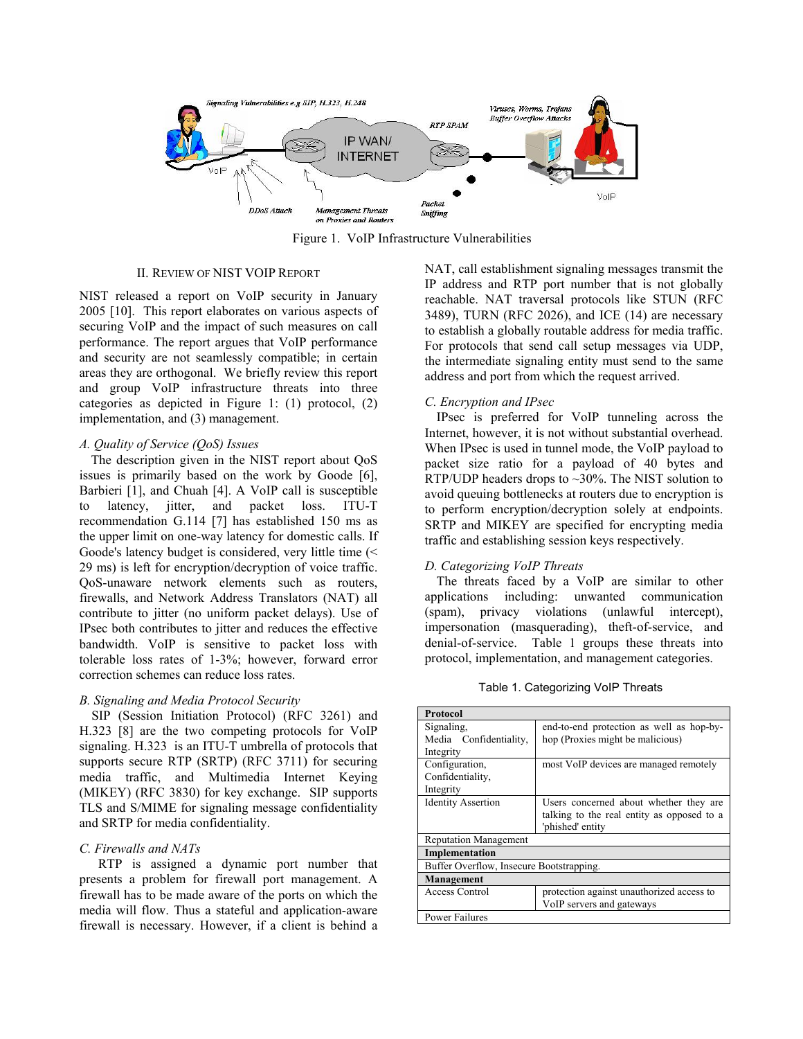Figure 1. VoIP Infrastructure Vulnerabilities

## II. Review of NIST VoIP Report

NIST released a report on VoIP security in January 2005 [10]. This report elaborates on various aspects of securing VoIP and the impact of such measures on call performance. The report argues that VoIP performance and security are not seamlessly compatible; in certain areas they are orthogonal. We briefly review this report and group VoIP infrastructure threats into three categories as depicted in Figure 1: (1) protocol, (2) implementation, and (3) management.

### *A. Quality of Service (QoS) Issues*

The description given in the NIST report about QoS issues is primarily based on the work by Goode [6], Barbieri [1], and Chuah [4]. A VoIP call is susceptible to latency, jitter, and packet loss. ITU-T recommendation G.114 [7] has established 150 ms as the upper limit on one-way latency for domestic calls. If Goode's latency budget is considered, very little time (< 29 ms) is left for encryption/decryption of voice traffic. QoS-unaware network elements such as routers, firewalls, and Network Address Translators (NAT) all contribute to jitter (no uniform packet delays). Use of IPsec both contributes to jitter and reduces the effective bandwidth. VoIP is sensitive to packet loss with tolerable loss rates of 1-3%; however, forward error correction schemes can reduce loss rates.

### *B. Signaling and Media Protocol Security*

SIP (Session Initiation Protocol) (RFC 3261) and H.323 [8] are the two competing protocols for VoIP signaling. H.323 is an ITU-T umbrella of protocols that supports secure RTP (SRTP) (RFC 3711) for securing media traffic, and Multimedia Internet Keying (MIKEY) (RFC 3830) for key exchange. SIP supports TLS and S/MIME for signaling message confidentiality and SRTP for media confidentiality.

### *C. Firewalls and NATs*

RTP is assigned a dynamic port number that presents a problem for firewall port management. A firewall has to be made aware of the ports on which the media will flow. Thus a stateful and application-aware firewall is necessary. However, if a client is behind a NAT, call establishment signaling messages transmit the IP address and RTP port number that is not globally reachable. NAT traversal protocols like STUN (RFC 3489), TURN (RFC 2026), and ICE (14) are necessary to establish a globally routable address for media traffic. For protocols that send call setup messages via UDP, the intermediate signaling entity must send to the same address and port from which the request arrived.

### *C. Encryption and IPsec*

IPsec is preferred for VoIP tunneling across the Internet, however, it is not without substantial overhead. When IPsec is used in tunnel mode, the VoIP payload to packet size ratio for a payload of 40 bytes and RTP/UDP headers drops to ~30%. The NIST solution to avoid queuing bottlenecks at routers due to encryption is to perform encryption/decryption solely at endpoints. SRTP and MIKEY are specified for encrypting media traffic and establishing session keys respectively.

### *D. Categorizing VoIP Threats*

The threats faced by a VoIP are similar to other applications including: unwanted communication (spam), privacy violations (unlawful intercept), impersonation (masquerading), theft-of-service, and denial-of-service. Table 1 groups these threats into protocol, implementation, and management categories.

Table 1. Categorizing VoIP Threats

| **Protocol** | |
|---|---|
| Signaling, Media Confidentiality, Integrity | end-to-end protection as well as hop-by-hop (Proxies might be malicious) |
| Configuration, Confidentiality, Integrity | most VoIP devices are managed remotely |
| Identity Assertion | Users concerned about whether they are talking to the real entity as opposed to a 'phished' entity |
| Reputation Management | |
| **Implementation** | |
| Buffer Overflow, Insecure Bootstrapping. | |
| **Management** | |
| Access Control | protection against unauthorized access to VoIP servers and gateways |
| Power Failures | |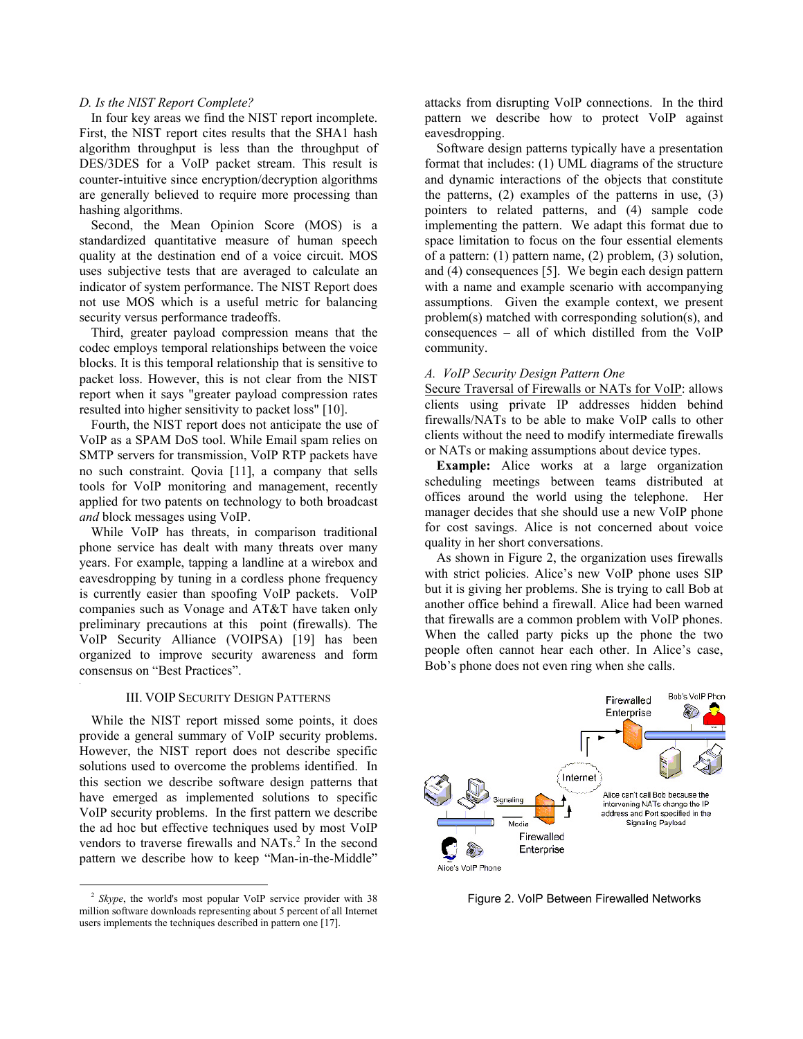### D. Is the NIST Report Complete?

In four key areas we find the NIST report incomplete. First, the NIST report cites results that the SHA1 hash algorithm throughput is less than the throughput of DES/3DES for a VoIP packet stream. This result is counter-intuitive since encryption/decryption algorithms are generally believed to require more processing than hashing algorithms.

Second, the Mean Opinion Score (MOS) is a standardized quantitative measure of human speech quality at the destination end of a voice circuit. MOS uses subjective tests that are averaged to calculate an indicator of system performance. The NIST Report does not use MOS which is a useful metric for balancing security versus performance tradeoffs.

Third, greater payload compression means that the codec employs temporal relationships between the voice blocks. It is this temporal relationship that is sensitive to packet loss. However, this is not clear from the NIST report when it says "greater payload compression rates resulted into higher sensitivity to packet loss" [10].

Fourth, the NIST report does not anticipate the use of VoIP as a SPAM DoS tool. While Email spam relies on SMTP servers for transmission, VoIP RTP packets have no such constraint. Qovia [11], a company that sells tools for VoIP monitoring and management, recently applied for two patents on technology to both broadcast *and* block messages using VoIP.

While VoIP has threats, in comparison traditional phone service has dealt with many threats over many years. For example, tapping a landline at a wirebox and eavesdropping by tuning in a cordless phone frequency is currently easier than spoofing VoIP packets. VoIP companies such as Vonage and AT&T have taken only preliminary precautions at this point (firewalls). The VoIP Security Alliance (VOIPSA) [19] has been organized to improve security awareness and form consensus on "Best Practices".

## III. VOIP SECURITY DESIGN PATTERNS

While the NIST report missed some points, it does provide a general summary of VoIP security problems. However, the NIST report does not describe specific solutions used to overcome the problems identified. In this section we describe software design patterns that have emerged as implemented solutions to specific VoIP security problems. In the first pattern we describe the ad hoc but effective techniques used by most VoIP vendors to traverse firewalls and NATs.[2] In the second pattern we describe how to keep "Man-in-the-Middle" attacks from disrupting VoIP connections. In the third pattern we describe how to protect VoIP against eavesdropping.

Software design patterns typically have a presentation format that includes: (1) UML diagrams of the structure and dynamic interactions of the objects that constitute the patterns, (2) examples of the patterns in use, (3) pointers to related patterns, and (4) sample code implementing the pattern. We adapt this format due to space limitation to focus on the four essential elements of a pattern: (1) pattern name, (2) problem, (3) solution, and (4) consequences [5]. We begin each design pattern with a name and example scenario with accompanying assumptions. Given the example context, we present problem(s) matched with corresponding solution(s), and consequences – all of which distilled from the VoIP community.

### A. VoIP Security Design Pattern One

Secure Traversal of Firewalls or NATs for VoIP: allows clients using private IP addresses hidden behind firewalls/NATs to be able to make VoIP calls to other clients without the need to modify intermediate firewalls or NATs or making assumptions about device types.

**Example:** Alice works at a large organization scheduling meetings between teams distributed at offices around the world using the telephone. Her manager decides that she should use a new VoIP phone for cost savings. Alice is not concerned about voice quality in her short conversations.

As shown in Figure 2, the organization uses firewalls with strict policies. Alice's new VoIP phone uses SIP but it is giving her problems. She is trying to call Bob at another office behind a firewall. Alice had been warned that firewalls are a common problem with VoIP phones. When the called party picks up the phone the two people often cannot hear each other. In Alice's case, Bob's phone does not even ring when she calls.

Figure 2. VoIP Between Firewalled Networks

---

[2] *Skype*, the world's most popular VoIP service provider with 38 million software downloads representing about 5 percent of all Internet users implements the techniques described in pattern one [17].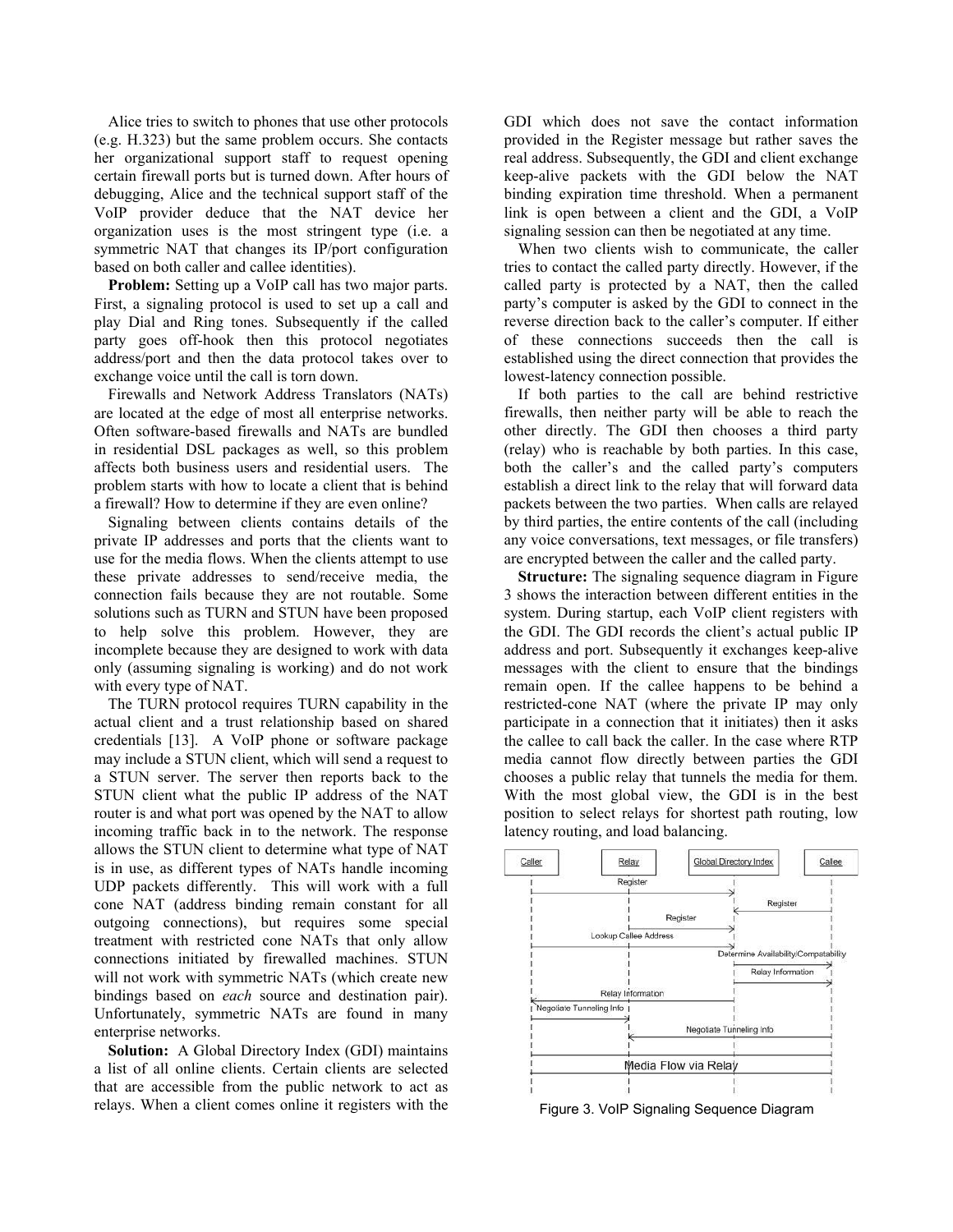Alice tries to switch to phones that use other protocols (e.g. H.323) but the same problem occurs. She contacts her organizational support staff to request opening certain firewall ports but is turned down. After hours of debugging, Alice and the technical support staff of the VoIP provider deduce that the NAT device her organization uses is the most stringent type (i.e. a symmetric NAT that changes its IP/port configuration based on both caller and callee identities).

**Problem:** Setting up a VoIP call has two major parts. First, a signaling protocol is used to set up a call and play Dial and Ring tones. Subsequently if the called party goes off-hook then this protocol negotiates address/port and then the data protocol takes over to exchange voice until the call is torn down.

Firewalls and Network Address Translators (NATs) are located at the edge of most all enterprise networks. Often software-based firewalls and NATs are bundled in residential DSL packages as well, so this problem affects both business users and residential users. The problem starts with how to locate a client that is behind a firewall? How to determine if they are even online?

Signaling between clients contains details of the private IP addresses and ports that the clients want to use for the media flows. When the clients attempt to use these private addresses to send/receive media, the connection fails because they are not routable. Some solutions such as TURN and STUN have been proposed to help solve this problem. However, they are incomplete because they are designed to work with data only (assuming signaling is working) and do not work with every type of NAT.

The TURN protocol requires TURN capability in the actual client and a trust relationship based on shared credentials [13]. A VoIP phone or software package may include a STUN client, which will send a request to a STUN server. The server then reports back to the STUN client what the public IP address of the NAT router is and what port was opened by the NAT to allow incoming traffic back in to the network. The response allows the STUN client to determine what type of NAT is in use, as different types of NATs handle incoming UDP packets differently. This will work with a full cone NAT (address binding remain constant for all outgoing connections), but requires some special treatment with restricted cone NATs that only allow connections initiated by firewalled machines. STUN will not work with symmetric NATs (which create new bindings based on *each* source and destination pair). Unfortunately, symmetric NATs are found in many enterprise networks.

**Solution:** A Global Directory Index (GDI) maintains a list of all online clients. Certain clients are selected that are accessible from the public network to act as relays. When a client comes online it registers with the GDI which does not save the contact information provided in the Register message but rather saves the real address. Subsequently, the GDI and client exchange keep-alive packets with the GDI below the NAT binding expiration time threshold. When a permanent link is open between a client and the GDI, a VoIP signaling session can then be negotiated at any time.

When two clients wish to communicate, the caller tries to contact the called party directly. However, if the called party is protected by a NAT, then the called party's computer is asked by the GDI to connect in the reverse direction back to the caller's computer. If either of these connections succeeds then the call is established using the direct connection that provides the lowest-latency connection possible.

If both parties to the call are behind restrictive firewalls, then neither party will be able to reach the other directly. The GDI then chooses a third party (relay) who is reachable by both parties. In this case, both the caller's and the called party's computers establish a direct link to the relay that will forward data packets between the two parties. When calls are relayed by third parties, the entire contents of the call (including any voice conversations, text messages, or file transfers) are encrypted between the caller and the called party.

**Structure:** The signaling sequence diagram in Figure 3 shows the interaction between different entities in the system. During startup, each VoIP client registers with the GDI. The GDI records the client's actual public IP address and port. Subsequently it exchanges keep-alive messages with the client to ensure that the bindings remain open. If the callee happens to be behind a restricted-cone NAT (where the private IP may only participate in a connection that it initiates) then it asks the callee to call back the caller. In the case where RTP media cannot flow directly between parties the GDI chooses a public relay that tunnels the media for them. With the most global view, the GDI is in the best position to select relays for shortest path routing, low latency routing, and load balancing.

Caller | Relay | Global Directory Index | Callee

Register
Register
Register
Lookup Callee Address
Determine Availability/Compatability
Relay Information
Relay Information
Negotiate Tunneling Info
Negotiate Tunneling Info
Media Flow via Relay

Figure 3. VoIP Signaling Sequence Diagram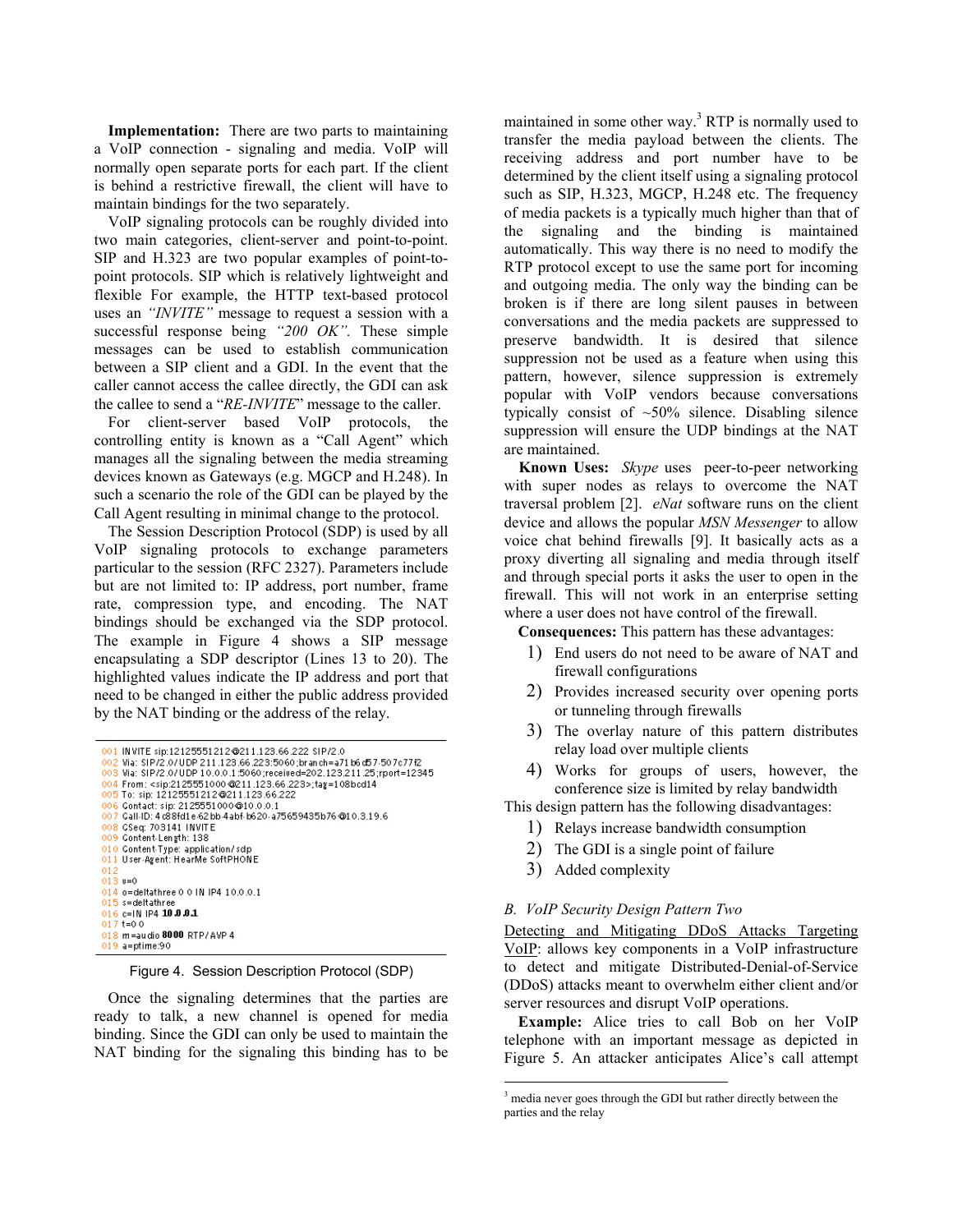**Implementation:** There are two parts to maintaining a VoIP connection - signaling and media. VoIP will normally open separate ports for each part. If the client is behind a restrictive firewall, the client will have to maintain bindings for the two separately.

VoIP signaling protocols can be roughly divided into two main categories, client-server and point-to-point. SIP and H.323 are two popular examples of point-to-point protocols. SIP which is relatively lightweight and flexible For example, the HTTP text-based protocol uses an *"INVITE"* message to request a session with a successful response being *"200 OK"*. These simple messages can be used to establish communication between a SIP client and a GDI. In the event that the caller cannot access the callee directly, the GDI can ask the callee to send a "*RE-INVITE*" message to the caller.

For client-server based VoIP protocols, the controlling entity is known as a "Call Agent" which manages all the signaling between the media streaming devices known as Gateways (e.g. MGCP and H.248). In such a scenario the role of the GDI can be played by the Call Agent resulting in minimal change to the protocol.

The Session Description Protocol (SDP) is used by all VoIP signaling protocols to exchange parameters particular to the session (RFC 2327). Parameters include but are not limited to: IP address, port number, frame rate, compression type, and encoding. The NAT bindings should be exchanged via the SDP protocol. The example in Figure 4 shows a SIP message encapsulating a SDP descriptor (Lines 13 to 20). The highlighted values indicate the IP address and port that need to be changed in either the public address provided by the NAT binding or the address of the relay.

```
001 INVITE sip:12125551212@211.123.66.222 SIP/2.0
002 Via: SIP/2.0/UDP 211.123.66.223:5060;branch=a71b6d57-507c77f2
003 Via: SIP/2.0/UDP 10.0.0.1:5060;received=202.123.211.25;rport=12345
004 From: <sip:2125551000@211.123.66.223>;tag=108bcd14
005 To: sip: 12125551212@211.123.66.222
006 Contact: sip: 2125551000@10.0.0.1
007 Call-ID: 4c88fd1e-62bb-4abf-b620-a75659435b76@10.3.19.6
008 CSeq: 703141 INVITE
009 Content-Length: 138
010 Content-Type: application/sdp
011 User-Agent: HearMe SoftPHONE
012
013 v=0
014 o=deltathree 0 0 IN IP4 10.0.0.1
015 s=deltathree
016 c=IN IP4 10.0.0.1
017 t=0 0
018 m=audio 8000 RTP/AVP 4
019 a=ptime:90
```

Figure 4. Session Description Protocol (SDP)

Once the signaling determines that the parties are ready to talk, a new channel is opened for media binding. Since the GDI can only be used to maintain the NAT binding for the signaling this binding has to be maintained in some other way.[3] RTP is normally used to transfer the media payload between the clients. The receiving address and port number have to be determined by the client itself using a signaling protocol such as SIP, H.323, MGCP, H.248 etc. The frequency of media packets is a typically much higher than that of the signaling and the binding is maintained automatically. This way there is no need to modify the RTP protocol except to use the same port for incoming and outgoing media. The only way the binding can be broken is if there are long silent pauses in between conversations and the media packets are suppressed to preserve bandwidth. It is desired that silence suppression not be used as a feature when using this pattern, however, silence suppression is extremely popular with VoIP vendors because conversations typically consist of ~50% silence. Disabling silence suppression will ensure the UDP bindings at the NAT are maintained.

**Known Uses:** *Skype* uses peer-to-peer networking with super nodes as relays to overcome the NAT traversal problem [2]. *eNat* software runs on the client device and allows the popular *MSN Messenger* to allow voice chat behind firewalls [9]. It basically acts as a proxy diverting all signaling and media through itself and through special ports it asks the user to open in the firewall. This will not work in an enterprise setting where a user does not have control of the firewall.

**Consequences:** This pattern has these advantages:

1) End users do not need to be aware of NAT and firewall configurations
2) Provides increased security over opening ports or tunneling through firewalls
3) The overlay nature of this pattern distributes relay load over multiple clients
4) Works for groups of users, however, the conference size is limited by relay bandwidth

This design pattern has the following disadvantages:

1) Relays increase bandwidth consumption
2) The GDI is a single point of failure
3) Added complexity

### *B. VoIP Security Design Pattern Two*

Detecting and Mitigating DDoS Attacks Targeting VoIP: allows key components in a VoIP infrastructure to detect and mitigate Distributed-Denial-of-Service (DDoS) attacks meant to overwhelm either client and/or server resources and disrupt VoIP operations.

**Example:** Alice tries to call Bob on her VoIP telephone with an important message as depicted in Figure 5. An attacker anticipates Alice's call attempt

[3] media never goes through the GDI but rather directly between the parties and the relay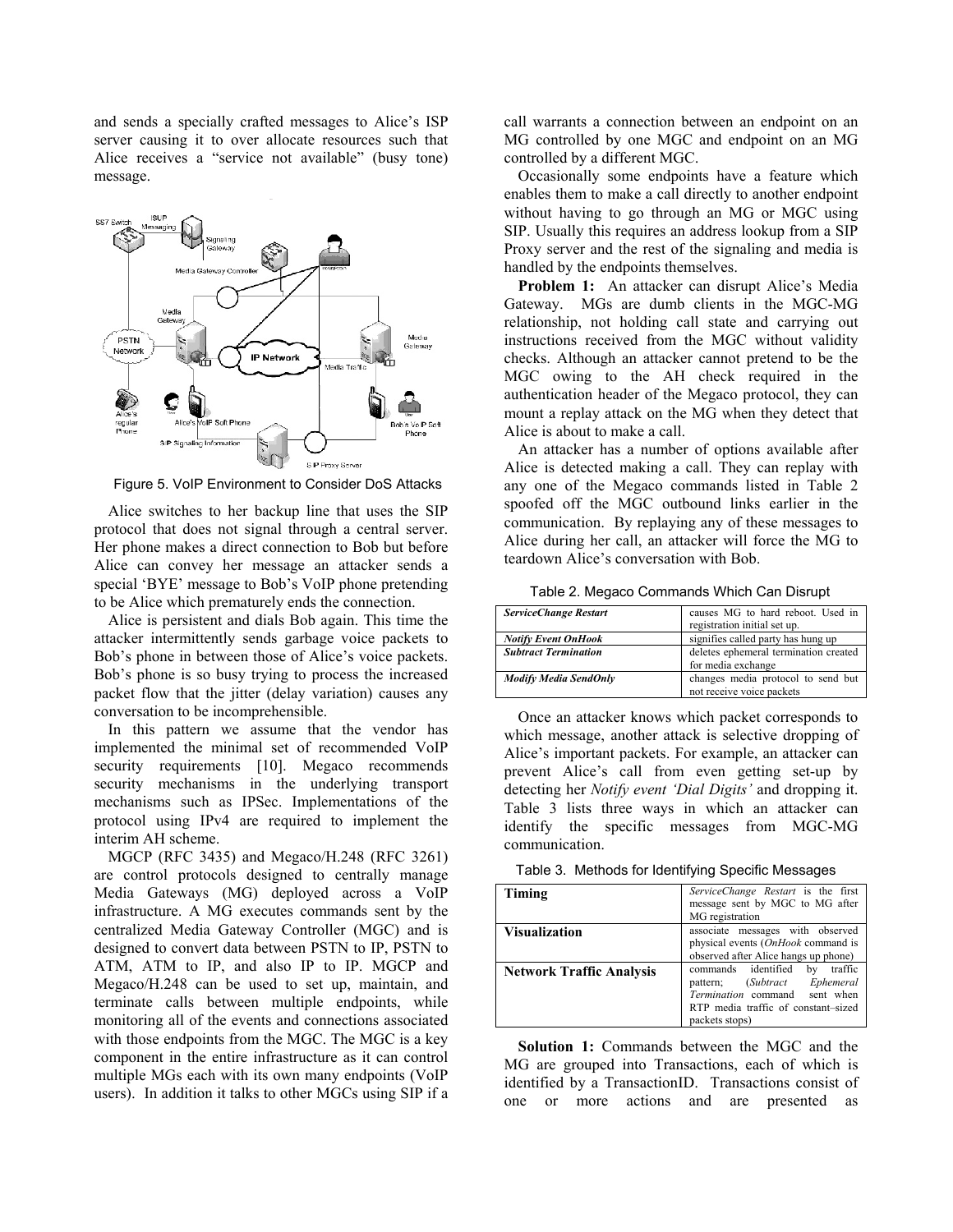and sends a specially crafted messages to Alice's ISP server causing it to over allocate resources such that Alice receives a "service not available" (busy tone) message.

Figure 5. VoIP Environment to Consider DoS Attacks

Alice switches to her backup line that uses the SIP protocol that does not signal through a central server. Her phone makes a direct connection to Bob but before Alice can convey her message an attacker sends a special 'BYE' message to Bob's VoIP phone pretending to be Alice which prematurely ends the connection.

Alice is persistent and dials Bob again. This time the attacker intermittently sends garbage voice packets to Bob's phone in between those of Alice's voice packets. Bob's phone is so busy trying to process the increased packet flow that the jitter (delay variation) causes any conversation to be incomprehensible.

In this pattern we assume that the vendor has implemented the minimal set of recommended VoIP security requirements [10]. Megaco recommends security mechanisms in the underlying transport mechanisms such as IPSec. Implementations of the protocol using IPv4 are required to implement the interim AH scheme.

MGCP (RFC 3435) and Megaco/H.248 (RFC 3261) are control protocols designed to centrally manage Media Gateways (MG) deployed across a VoIP infrastructure. A MG executes commands sent by the centralized Media Gateway Controller (MGC) and is designed to convert data between PSTN to IP, PSTN to ATM, ATM to IP, and also IP to IP. MGCP and Megaco/H.248 can be used to set up, maintain, and terminate calls between multiple endpoints, while monitoring all of the events and connections associated with those endpoints from the MGC. The MGC is a key component in the entire infrastructure as it can control multiple MGs each with its own many endpoints (VoIP users). In addition it talks to other MGCs using SIP if a call warrants a connection between an endpoint on an MG controlled by one MGC and endpoint on an MG controlled by a different MGC.

Occasionally some endpoints have a feature which enables them to make a call directly to another endpoint without having to go through an MG or MGC using SIP. Usually this requires an address lookup from a SIP Proxy server and the rest of the signaling and media is handled by the endpoints themselves.

**Problem 1:** An attacker can disrupt Alice's Media Gateway. MGs are dumb clients in the MGC-MG relationship, not holding call state and carrying out instructions received from the MGC without validity checks. Although an attacker cannot pretend to be the MGC owing to the AH check required in the authentication header of the Megaco protocol, they can mount a replay attack on the MG when they detect that Alice is about to make a call.

An attacker has a number of options available after Alice is detected making a call. They can replay with any one of the Megaco commands listed in Table 2 spoofed off the MGC outbound links earlier in the communication. By replaying any of these messages to Alice during her call, an attacker will force the MG to teardown Alice's conversation with Bob.

Table 2. Megaco Commands Which Can Disrupt

| | |
|---|---|
| ***ServiceChange Restart*** | causes MG to hard reboot. Used in registration initial set up. |
| ***Notify Event OnHook*** | signifies called party has hung up |
| ***Subtract Termination*** | deletes ephemeral termination created for media exchange |
| ***Modify Media SendOnly*** | changes media protocol to send but not receive voice packets |

Once an attacker knows which packet corresponds to which message, another attack is selective dropping of Alice's important packets. For example, an attacker can prevent Alice's call from even getting set-up by detecting her *Notify event 'Dial Digits'* and dropping it. Table 3 lists three ways in which an attacker can identify the specific messages from MGC-MG communication.

Table 3. Methods for Identifying Specific Messages

| | |
|---|---|
| **Timing** | *ServiceChange Restart* is the first message sent by MGC to MG after MG registration |
| **Visualization** | associate messages with observed physical events (*OnHook* command is observed after Alice hangs up phone) |
| **Network Traffic Analysis** | commands identified by traffic pattern; (*Subtract Ephemeral Termination* command sent when RTP media traffic of constant–sized packets stops) |

**Solution 1:** Commands between the MGC and the MG are grouped into Transactions, each of which is identified by a TransactionID. Transactions consist of one or more actions and are presented as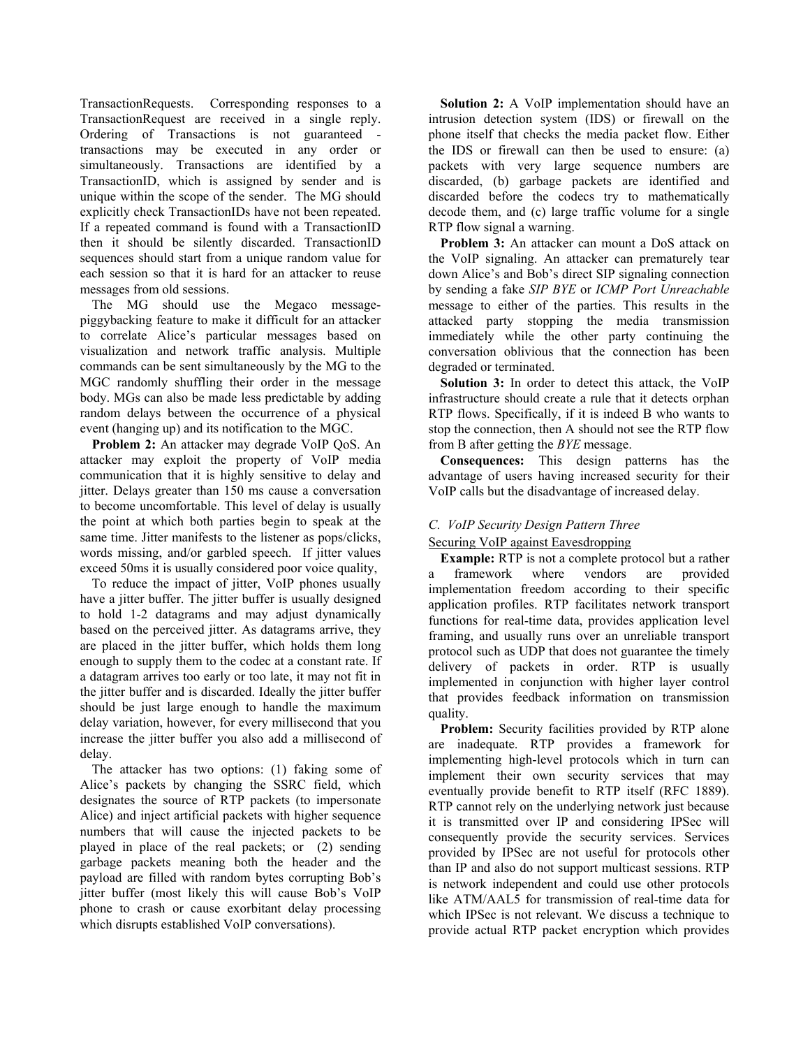TransactionRequests. Corresponding responses to a TransactionRequest are received in a single reply. Ordering of Transactions is not guaranteed - transactions may be executed in any order or simultaneously. Transactions are identified by a TransactionID, which is assigned by sender and is unique within the scope of the sender. The MG should explicitly check TransactionIDs have not been repeated. If a repeated command is found with a TransactionID then it should be silently discarded. TransactionID sequences should start from a unique random value for each session so that it is hard for an attacker to reuse messages from old sessions.

The MG should use the Megaco message-piggybacking feature to make it difficult for an attacker to correlate Alice's particular messages based on visualization and network traffic analysis. Multiple commands can be sent simultaneously by the MG to the MGC randomly shuffling their order in the message body. MGs can also be made less predictable by adding random delays between the occurrence of a physical event (hanging up) and its notification to the MGC.

**Problem 2:** An attacker may degrade VoIP QoS. An attacker may exploit the property of VoIP media communication that it is highly sensitive to delay and jitter. Delays greater than 150 ms cause a conversation to become uncomfortable. This level of delay is usually the point at which both parties begin to speak at the same time. Jitter manifests to the listener as pops/clicks, words missing, and/or garbled speech. If jitter values exceed 50ms it is usually considered poor voice quality,

To reduce the impact of jitter, VoIP phones usually have a jitter buffer. The jitter buffer is usually designed to hold 1-2 datagrams and may adjust dynamically based on the perceived jitter. As datagrams arrive, they are placed in the jitter buffer, which holds them long enough to supply them to the codec at a constant rate. If a datagram arrives too early or too late, it may not fit in the jitter buffer and is discarded. Ideally the jitter buffer should be just large enough to handle the maximum delay variation, however, for every millisecond that you increase the jitter buffer you also add a millisecond of delay.

The attacker has two options: (1) faking some of Alice's packets by changing the SSRC field, which designates the source of RTP packets (to impersonate Alice) and inject artificial packets with higher sequence numbers that will cause the injected packets to be played in place of the real packets; or (2) sending garbage packets meaning both the header and the payload are filled with random bytes corrupting Bob's jitter buffer (most likely this will cause Bob's VoIP phone to crash or cause exorbitant delay processing which disrupts established VoIP conversations).

**Solution 2:** A VoIP implementation should have an intrusion detection system (IDS) or firewall on the phone itself that checks the media packet flow. Either the IDS or firewall can then be used to ensure: (a) packets with very large sequence numbers are discarded, (b) garbage packets are identified and discarded before the codecs try to mathematically decode them, and (c) large traffic volume for a single RTP flow signal a warning.

**Problem 3:** An attacker can mount a DoS attack on the VoIP signaling. An attacker can prematurely tear down Alice's and Bob's direct SIP signaling connection by sending a fake *SIP BYE* or *ICMP Port Unreachable* message to either of the parties. This results in the attacked party stopping the media transmission immediately while the other party continuing the conversation oblivious that the connection has been degraded or terminated.

**Solution 3:** In order to detect this attack, the VoIP infrastructure should create a rule that it detects orphan RTP flows. Specifically, if it is indeed B who wants to stop the connection, then A should not see the RTP flow from B after getting the *BYE* message.

**Consequences:** This design patterns has the advantage of users having increased security for their VoIP calls but the disadvantage of increased delay.

### *C. VoIP Security Design Pattern Three*

Securing VoIP against Eavesdropping

**Example:** RTP is not a complete protocol but a rather a framework where vendors are provided implementation freedom according to their specific application profiles. RTP facilitates network transport functions for real-time data, provides application level framing, and usually runs over an unreliable transport protocol such as UDP that does not guarantee the timely delivery of packets in order. RTP is usually implemented in conjunction with higher layer control that provides feedback information on transmission quality.

**Problem:** Security facilities provided by RTP alone are inadequate. RTP provides a framework for implementing high-level protocols which in turn can implement their own security services that may eventually provide benefit to RTP itself (RFC 1889). RTP cannot rely on the underlying network just because it is transmitted over IP and considering IPSec will consequently provide the security services. Services provided by IPSec are not useful for protocols other than IP and also do not support multicast sessions. RTP is network independent and could use other protocols like ATM/AAL5 for transmission of real-time data for which IPSec is not relevant. We discuss a technique to provide actual RTP packet encryption which provides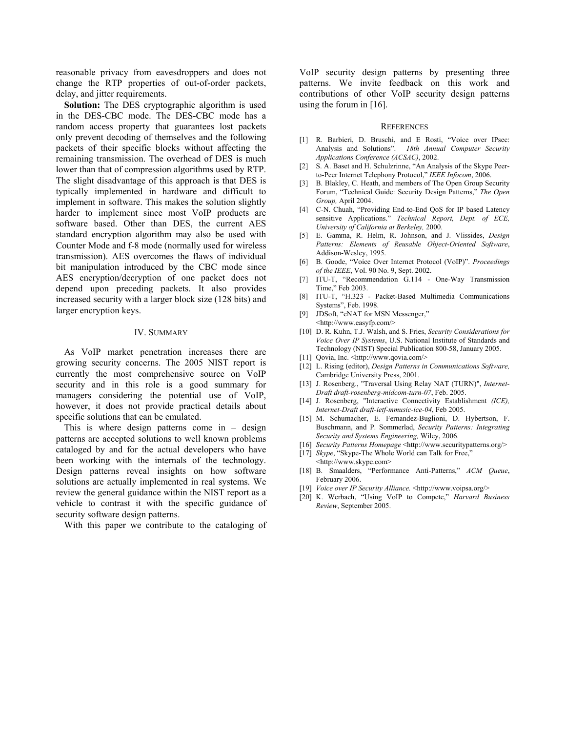reasonable privacy from eavesdroppers and does not change the RTP properties of out-of-order packets, delay, and jitter requirements.

**Solution:** The DES cryptographic algorithm is used in the DES-CBC mode. The DES-CBC mode has a random access property that guarantees lost packets only prevent decoding of themselves and the following packets of their specific blocks without affecting the remaining transmission. The overhead of DES is much lower than that of compression algorithms used by RTP. The slight disadvantage of this approach is that DES is typically implemented in hardware and difficult to implement in software. This makes the solution slightly harder to implement since most VoIP products are software based. Other than DES, the current AES standard encryption algorithm may also be used with Counter Mode and f-8 mode (normally used for wireless transmission). AES overcomes the flaws of individual bit manipulation introduced by the CBC mode since AES encryption/decryption of one packet does not depend upon preceding packets. It also provides increased security with a larger block size (128 bits) and larger encryption keys.

## IV. Summary

As VoIP market penetration increases there are growing security concerns. The 2005 NIST report is currently the most comprehensive source on VoIP security and in this role is a good summary for managers considering the potential use of VoIP, however, it does not provide practical details about specific solutions that can be emulated.

This is where design patterns come in – design patterns are accepted solutions to well known problems cataloged by and for the actual developers who have been working with the internals of the technology. Design patterns reveal insights on how software solutions are actually implemented in real systems. We review the general guidance within the NIST report as a vehicle to contrast it with the specific guidance of security software design patterns.

With this paper we contribute to the cataloging of VoIP security design patterns by presenting three patterns. We invite feedback on this work and contributions of other VoIP security design patterns using the forum in [16].

## References

[1] R. Barbieri, D. Bruschi, and E Rosti, "Voice over IPsec: Analysis and Solutions". *18th Annual Computer Security Applications Conference (ACSAC)*, 2002.

[2] S. A. Baset and H. Schulzrinne, "An Analysis of the Skype Peer-to-Peer Internet Telephony Protocol," *IEEE Infocom*, 2006.

[3] B. Blakley, C. Heath, and members of The Open Group Security Forum, "Technical Guide: Security Design Patterns," *The Open Group,* April 2004.

[4] C-N. Chuah, "Providing End-to-End QoS for IP based Latency sensitive Applications." *Technical Report, Dept. of ECE, University of California at Berkeley,* 2000.

[5] E. Gamma, R. Helm, R. Johnson, and J. Vlissides, *Design Patterns: Elements of Reusable Object-Oriented Software*, Addison-Wesley, 1995.

[6] B. Goode, "Voice Over Internet Protocol (VoIP)". *Proceedings of the IEEE*, Vol. 90 No. 9, Sept. 2002.

[7] ITU-T, "Recommendation G.114 - One-Way Transmission Time," Feb 2003.

[8] ITU-T, "H.323 - Packet-Based Multimedia Communications Systems", Feb. 1998.

[9] JDSoft, "eNAT for MSN Messenger," <http://www.easyfp.com/>

[10] D. R. Kuhn, T.J. Walsh, and S. Fries, *Security Considerations for Voice Over IP Systems*, U.S. National Institute of Standards and Technology (NIST) Special Publication 800-58, January 2005.

[11] Qovia, Inc. <http://www.qovia.com/>

[12] L. Rising (editor), *Design Patterns in Communications Software,* Cambridge University Press, 2001.

[13] J. Rosenberg., "Traversal Using Relay NAT (TURN)", *Internet-Draft draft-rosenberg-midcom-turn-07*, Feb. 2005.

[14] J. Rosenberg, "Interactive Connectivity Establishment *(ICE), Internet-Draft draft-ietf-mmusic-ice-04*, Feb 2005.

[15] M. Schumacher, E. Fernandez-Buglioni, D. Hybertson, F. Buschmann, and P. Sommerlad, *Security Patterns: Integrating Security and Systems Engineering,* Wiley, 2006.

[16] *Security Patterns Homepage* <http://www.securitypatterns.org/>

[17] *Skype*, "Skype-The Whole World can Talk for Free," <http://www.skype.com>

[18] B. Smaalders, "Performance Anti-Patterns," *ACM Queue*, February 2006.

[19] *Voice over IP Security Alliance.* <http://www.voipsa.org/>

[20] K. Werbach, "Using VoIP to Compete," *Harvard Business Review*, September 2005.